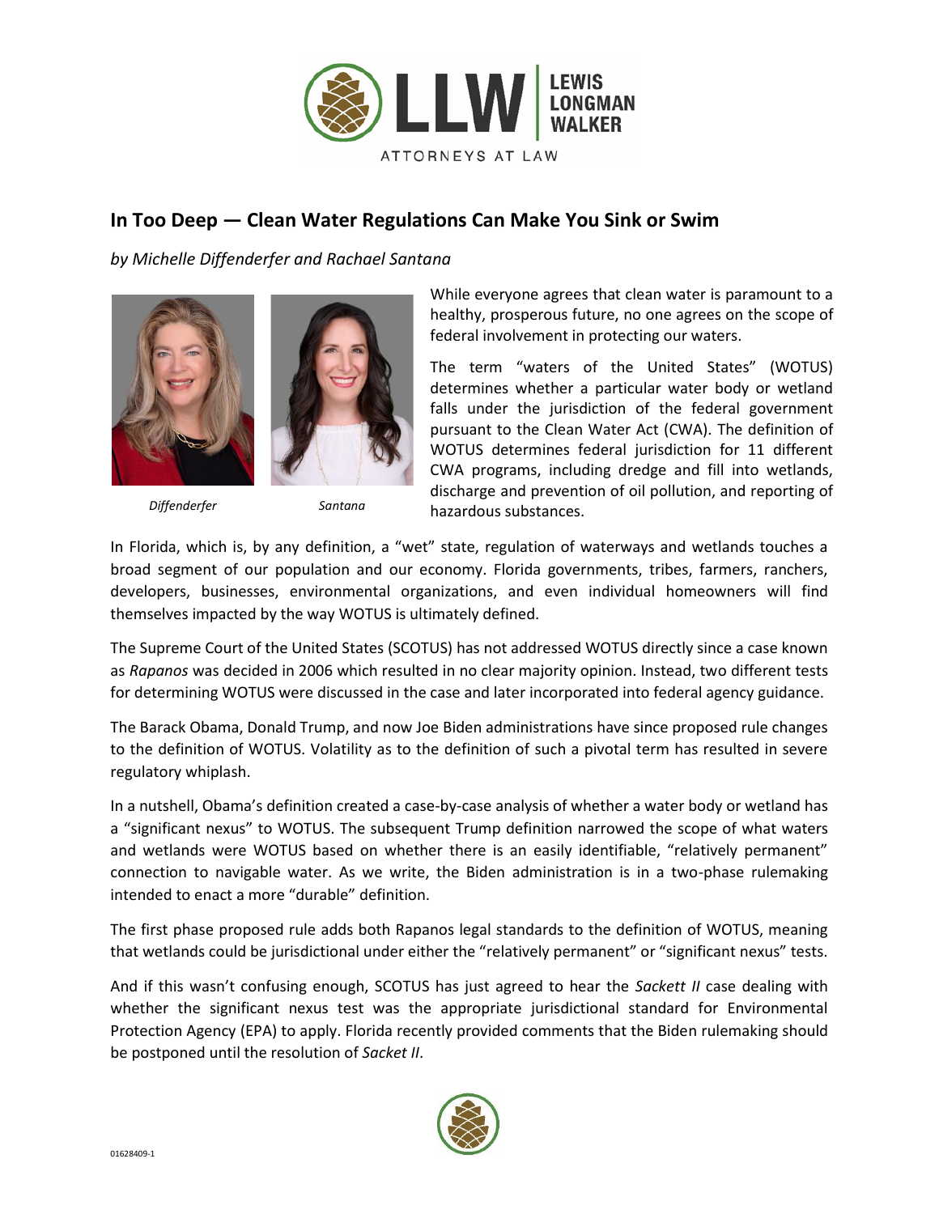# In Too Deep — Clean Water Regulations Can Make You Sink or Swim

*by Michelle Diffenderfer and Rachael Santana*

*Diffenderfer* *Santana*

While everyone agrees that clean water is paramount to a healthy, prosperous future, no one agrees on the scope of federal involvement in protecting our waters.

The term "waters of the United States" (WOTUS) determines whether a particular water body or wetland falls under the jurisdiction of the federal government pursuant to the Clean Water Act (CWA). The definition of WOTUS determines federal jurisdiction for 11 different CWA programs, including dredge and fill into wetlands, discharge and prevention of oil pollution, and reporting of hazardous substances.

In Florida, which is, by any definition, a "wet" state, regulation of waterways and wetlands touches a broad segment of our population and our economy. Florida governments, tribes, farmers, ranchers, developers, businesses, environmental organizations, and even individual homeowners will find themselves impacted by the way WOTUS is ultimately defined.

The Supreme Court of the United States (SCOTUS) has not addressed WOTUS directly since a case known as *Rapanos* was decided in 2006 which resulted in no clear majority opinion. Instead, two different tests for determining WOTUS were discussed in the case and later incorporated into federal agency guidance.

The Barack Obama, Donald Trump, and now Joe Biden administrations have since proposed rule changes to the definition of WOTUS. Volatility as to the definition of such a pivotal term has resulted in severe regulatory whiplash.

In a nutshell, Obama's definition created a case-by-case analysis of whether a water body or wetland has a "significant nexus" to WOTUS. The subsequent Trump definition narrowed the scope of what waters and wetlands were WOTUS based on whether there is an easily identifiable, "relatively permanent" connection to navigable water. As we write, the Biden administration is in a two-phase rulemaking intended to enact a more "durable" definition.

The first phase proposed rule adds both Rapanos legal standards to the definition of WOTUS, meaning that wetlands could be jurisdictional under either the "relatively permanent" or "significant nexus" tests.

And if this wasn't confusing enough, SCOTUS has just agreed to hear the *Sackett II* case dealing with whether the significant nexus test was the appropriate jurisdictional standard for Environmental Protection Agency (EPA) to apply. Florida recently provided comments that the Biden rulemaking should be postponed until the resolution of *Sacket II*.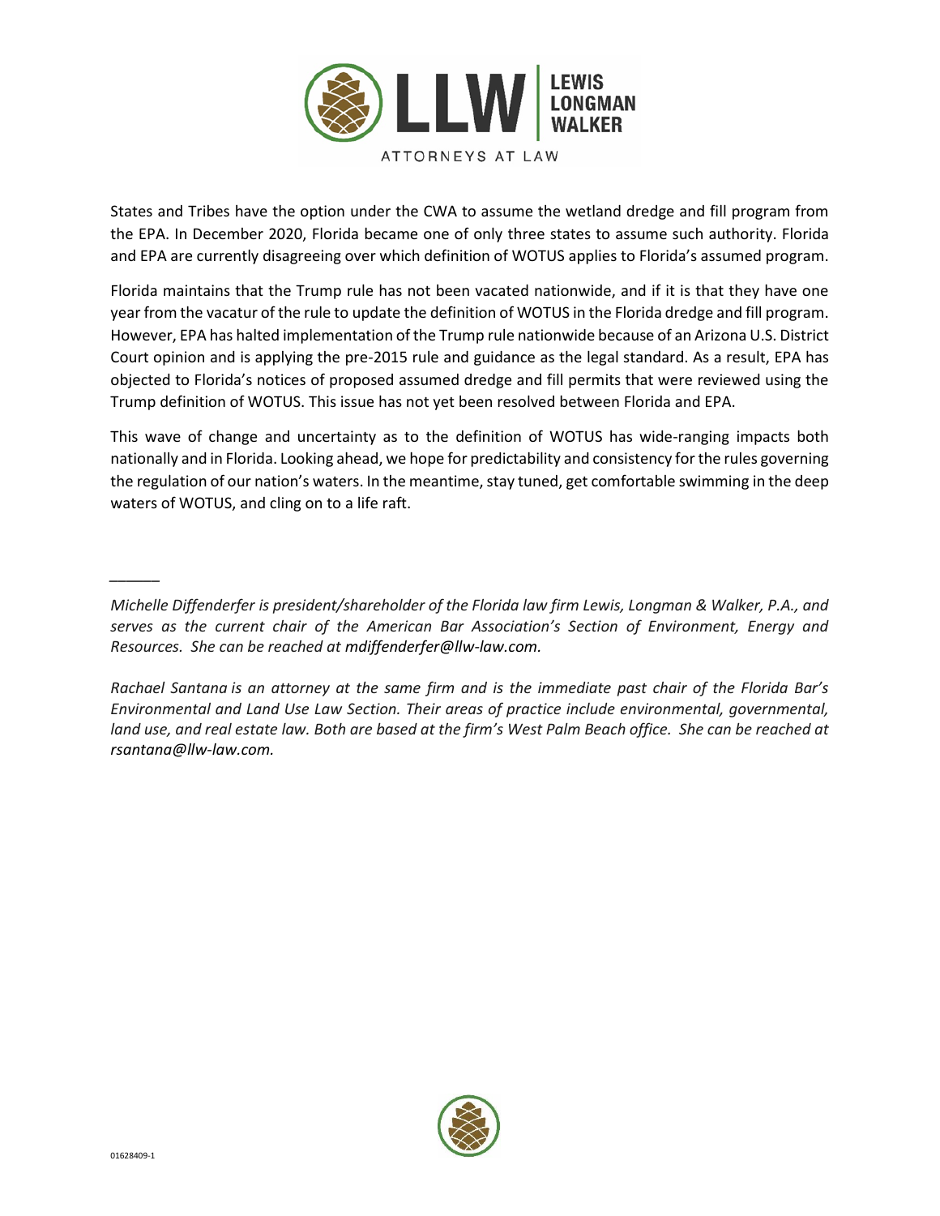States and Tribes have the option under the CWA to assume the wetland dredge and fill program from the EPA. In December 2020, Florida became one of only three states to assume such authority. Florida and EPA are currently disagreeing over which definition of WOTUS applies to Florida's assumed program.

Florida maintains that the Trump rule has not been vacated nationwide, and if it is that they have one year from the vacatur of the rule to update the definition of WOTUS in the Florida dredge and fill program. However, EPA has halted implementation of the Trump rule nationwide because of an Arizona U.S. District Court opinion and is applying the pre-2015 rule and guidance as the legal standard. As a result, EPA has objected to Florida's notices of proposed assumed dredge and fill permits that were reviewed using the Trump definition of WOTUS. This issue has not yet been resolved between Florida and EPA.

This wave of change and uncertainty as to the definition of WOTUS has wide-ranging impacts both nationally and in Florida. Looking ahead, we hope for predictability and consistency for the rules governing the regulation of our nation's waters. In the meantime, stay tuned, get comfortable swimming in the deep waters of WOTUS, and cling on to a life raft.

______

*Michelle Diffenderfer is president/shareholder of the Florida law firm Lewis, Longman & Walker, P.A., and serves as the current chair of the American Bar Association's Section of Environment, Energy and Resources. She can be reached at mdiffenderfer@llw-law.com.*

*Rachael Santana is an attorney at the same firm and is the immediate past chair of the Florida Bar's Environmental and Land Use Law Section. Their areas of practice include environmental, governmental, land use, and real estate law. Both are based at the firm's West Palm Beach office. She can be reached at rsantana@llw-law.com.*